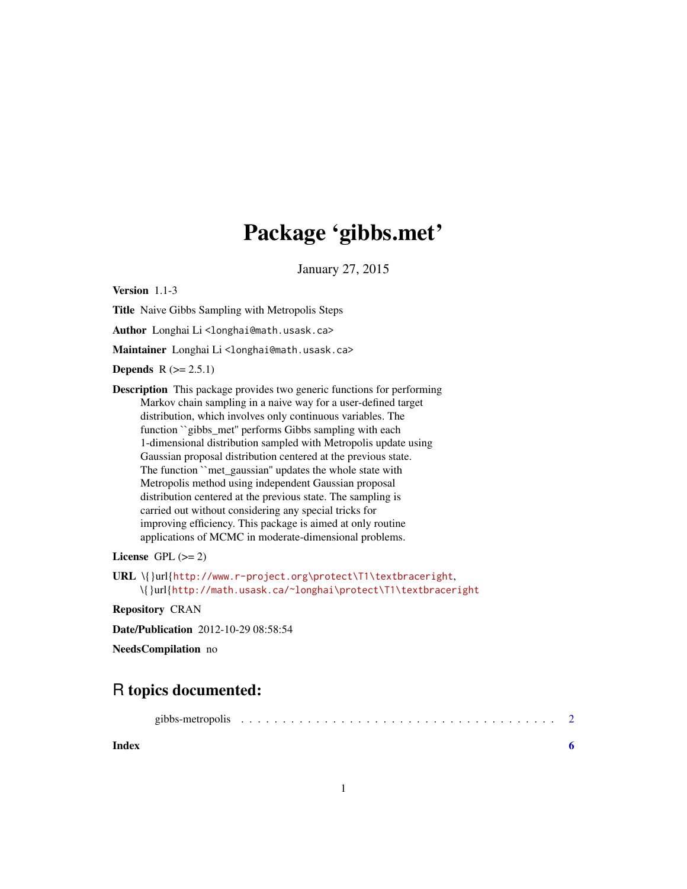# Package 'gibbs.met'

January 27, 2015

**Version** 1.1-3

**Title** Naive Gibbs Sampling with Metropolis Steps

**Author** Longhai Li <longhai@math.usask.ca>

**Maintainer** Longhai Li <longhai@math.usask.ca>

**Depends** R (>= 2.5.1)

**Description** This package provides two generic functions for performing Markov chain sampling in a naive way for a user-defined target distribution, which involves only continuous variables. The function ``gibbs_met'' performs Gibbs sampling with each 1-dimensional distribution sampled with Metropolis update using Gaussian proposal distribution centered at the previous state. The function ``met_gaussian'' updates the whole state with Metropolis method using independent Gaussian proposal distribution centered at the previous state. The sampling is carried out without considering any special tricks for improving efficiency. This package is aimed at only routine applications of MCMC in moderate-dimensional problems.

**License** GPL (>= 2)

**URL** \{}url{http://www.r-project.org\protect\T1\textbraceright, \{}url{http://math.usask.ca/~longhai\protect\T1\textbraceright

**Repository** CRAN

**Date/Publication** 2012-10-29 08:58:54

**NeedsCompilation** no

## R topics documented:

gibbs-metropolis . . . . . . . . . . . . . . . . . . . . . . . . . . . . . . . . . . . . . . . 2

**Index** **6**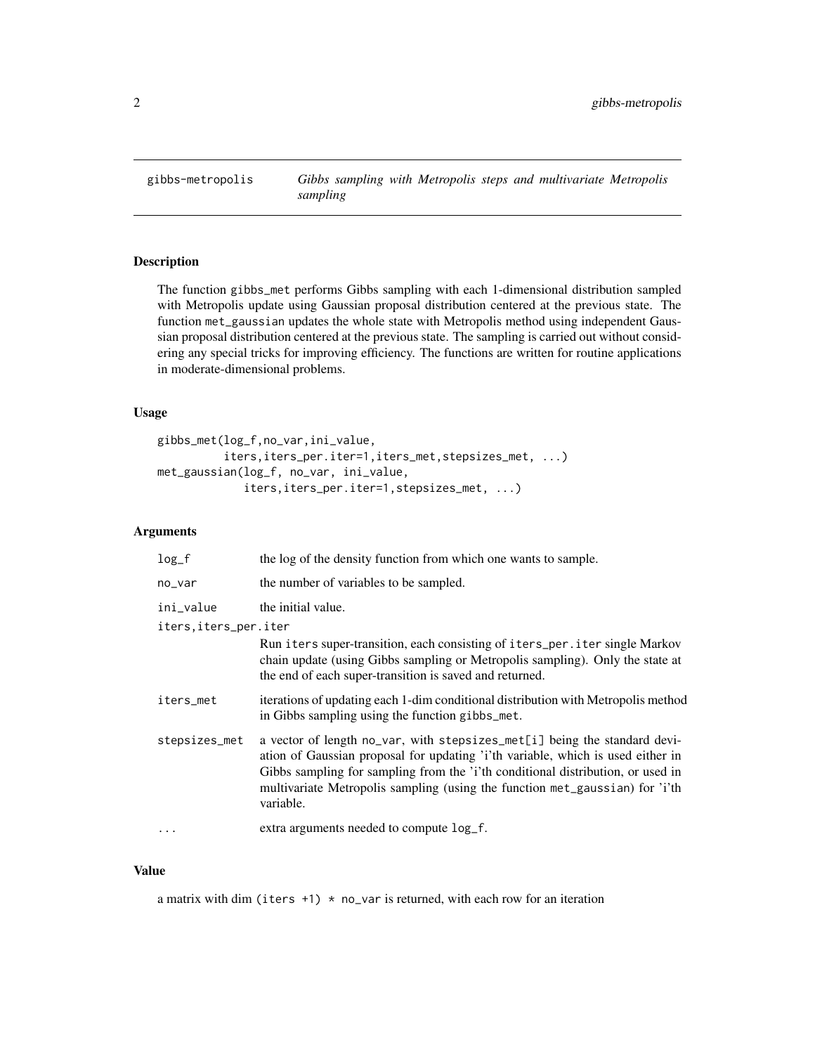gibbs-metropolis — *Gibbs sampling with Metropolis steps and multivariate Metropolis sampling*

## Description

The function `gibbs_met` performs Gibbs sampling with each 1-dimensional distribution sampled with Metropolis update using Gaussian proposal distribution centered at the previous state. The function `met_gaussian` updates the whole state with Metropolis method using independent Gaussian proposal distribution centered at the previous state. The sampling is carried out without considering any special tricks for improving efficiency. The functions are written for routine applications in moderate-dimensional problems.

## Usage

```
gibbs_met(log_f,no_var,ini_value,
          iters,iters_per.iter=1,iters_met,stepsizes_met, ...)
met_gaussian(log_f, no_var, ini_value,
             iters,iters_per.iter=1,stepsizes_met, ...)
```

## Arguments

| | |
|---|---|
| `log_f` | the log of the density function from which one wants to sample. |
| `no_var` | the number of variables to be sampled. |
| `ini_value` | the initial value. |
| `iters,iters_per.iter` | Run `iters` super-transition, each consisting of `iters_per.iter` single Markov chain update (using Gibbs sampling or Metropolis sampling). Only the state at the end of each super-transition is saved and returned. |
| `iters_met` | iterations of updating each 1-dim conditional distribution with Metropolis method in Gibbs sampling using the function `gibbs_met`. |
| `stepsizes_met` | a vector of length `no_var`, with `stepsizes_met[i]` being the standard deviation of Gaussian proposal for updating 'i'th variable, which is used either in Gibbs sampling for sampling from the 'i'th conditional distribution, or used in multivariate Metropolis sampling (using the function `met_gaussian`) for 'i'th variable. |
| `...` | extra arguments needed to compute `log_f`. |

## Value

a matrix with dim `(iters +1) * no_var` is returned, with each row for an iteration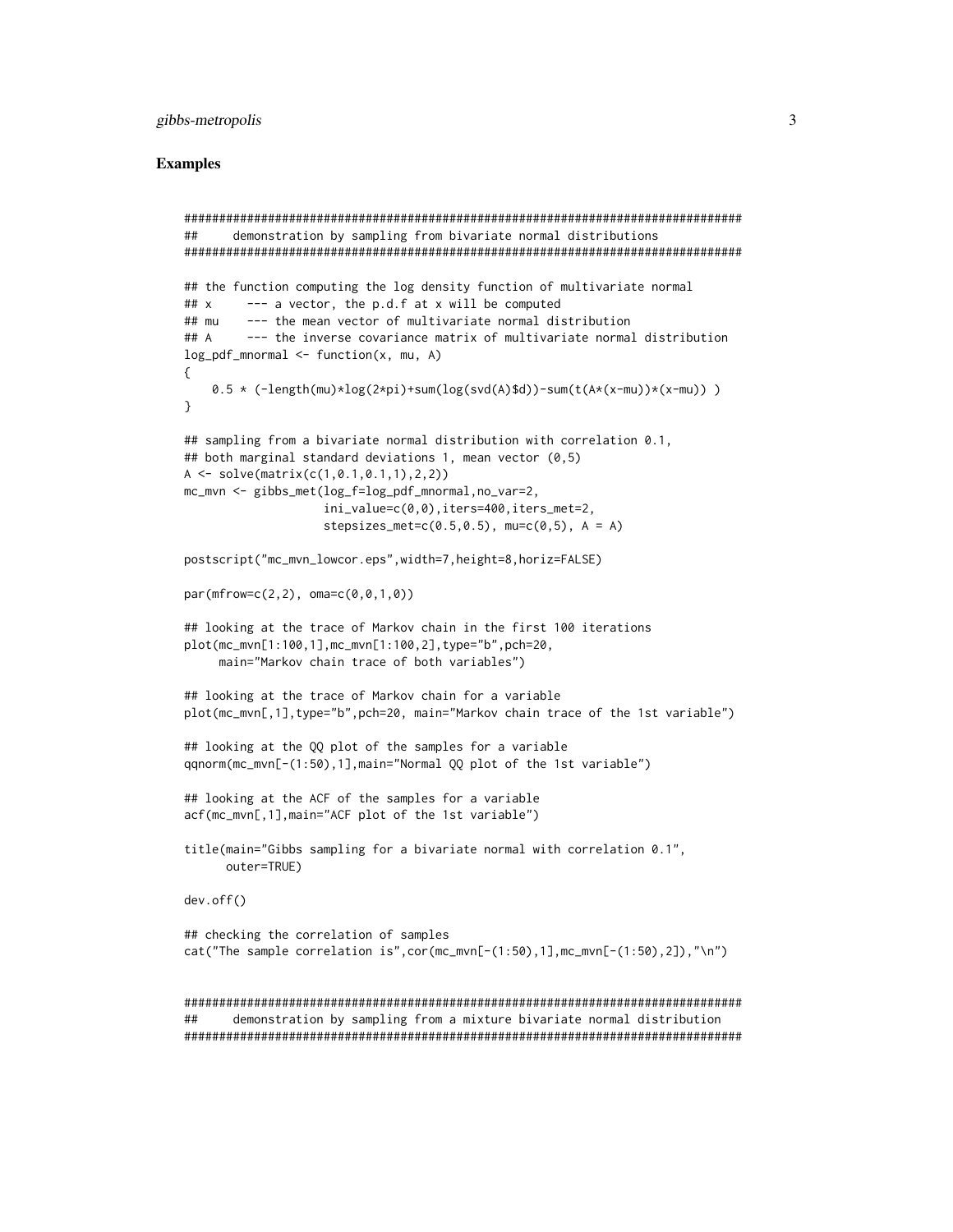### Examples

```
###############################################################################
##     demonstration by sampling from bivariate normal distributions
###############################################################################

## the function computing the log density function of multivariate normal
## x     --- a vector, the p.d.f at x will be computed
## mu    --- the mean vector of multivariate normal distribution
## A     --- the inverse covariance matrix of multivariate normal distribution
log_pdf_mnormal <- function(x, mu, A)
{
    0.5 * (-length(mu)*log(2*pi)+sum(log(svd(A)$d))-sum(t(A*(x-mu))*(x-mu)) )
}

## sampling from a bivariate normal distribution with correlation 0.1,
## both marginal standard deviations 1, mean vector (0,5)
A <- solve(matrix(c(1,0.1,0.1,1),2,2))
mc_mvn <- gibbs_met(log_f=log_pdf_mnormal,no_var=2,
                    ini_value=c(0,0),iters=400,iters_met=2,
                    stepsizes_met=c(0.5,0.5), mu=c(0,5), A = A)

postscript("mc_mvn_lowcor.eps",width=7,height=8,horiz=FALSE)

par(mfrow=c(2,2), oma=c(0,0,1,0))

## looking at the trace of Markov chain in the first 100 iterations
plot(mc_mvn[1:100,1],mc_mvn[1:100,2],type="b",pch=20,
     main="Markov chain trace of both variables")

## looking at the trace of Markov chain for a variable
plot(mc_mvn[,1],type="b",pch=20, main="Markov chain trace of the 1st variable")

## looking at the QQ plot of the samples for a variable
qqnorm(mc_mvn[-(1:50),1],main="Normal QQ plot of the 1st variable")

## looking at the ACF of the samples for a variable
acf(mc_mvn[,1],main="ACF plot of the 1st variable")

title(main="Gibbs sampling for a bivariate normal with correlation 0.1",
      outer=TRUE)

dev.off()

## checking the correlation of samples
cat("The sample correlation is",cor(mc_mvn[-(1:50),1],mc_mvn[-(1:50),2]),"\n")


###############################################################################
##     demonstration by sampling from a mixture bivariate normal distribution
###############################################################################
```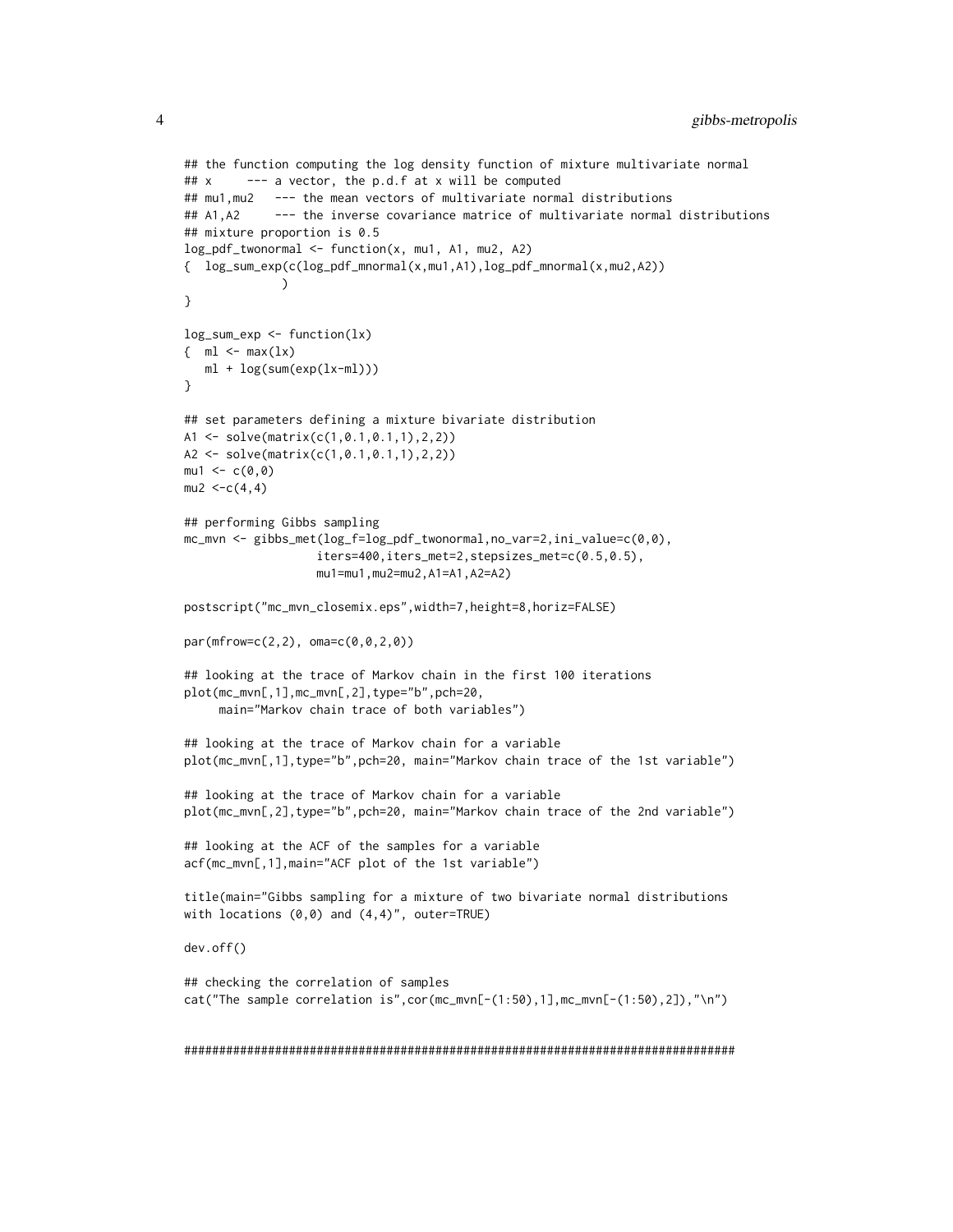```
## the function computing the log density function of mixture multivariate normal
## x      --- a vector, the p.d.f at x will be computed
## mu1,mu2   --- the mean vectors of multivariate normal distributions
## A1,A2     --- the inverse covariance matrice of multivariate normal distributions
## mixture proportion is 0.5
log_pdf_twonormal <- function(x, mu1, A1, mu2, A2)
{  log_sum_exp(c(log_pdf_mnormal(x,mu1,A1),log_pdf_mnormal(x,mu2,A2))
             )
}

log_sum_exp <- function(lx)
{  ml <- max(lx)
   ml + log(sum(exp(lx-ml)))
}

## set parameters defining a mixture bivariate distribution
A1 <- solve(matrix(c(1,0.1,0.1,1),2,2))
A2 <- solve(matrix(c(1,0.1,0.1,1),2,2))
mu1 <- c(0,0)
mu2 <-c(4,4)

## performing Gibbs sampling
mc_mvn <- gibbs_met(log_f=log_pdf_twonormal,no_var=2,ini_value=c(0,0),
                   iters=400,iters_met=2,stepsizes_met=c(0.5,0.5),
                   mu1=mu1,mu2=mu2,A1=A1,A2=A2)

postscript("mc_mvn_closemix.eps",width=7,height=8,horiz=FALSE)

par(mfrow=c(2,2), oma=c(0,0,2,0))

## looking at the trace of Markov chain in the first 100 iterations
plot(mc_mvn[,1],mc_mvn[,2],type="b",pch=20,
     main="Markov chain trace of both variables")

## looking at the trace of Markov chain for a variable
plot(mc_mvn[,1],type="b",pch=20, main="Markov chain trace of the 1st variable")

## looking at the trace of Markov chain for a variable
plot(mc_mvn[,2],type="b",pch=20, main="Markov chain trace of the 2nd variable")

## looking at the ACF of the samples for a variable
acf(mc_mvn[,1],main="ACF plot of the 1st variable")

title(main="Gibbs sampling for a mixture of two bivariate normal distributions
with locations (0,0) and (4,4)", outer=TRUE)

dev.off()

## checking the correlation of samples
cat("The sample correlation is",cor(mc_mvn[-(1:50),1],mc_mvn[-(1:50),2]),"\n")


###############################################################################
```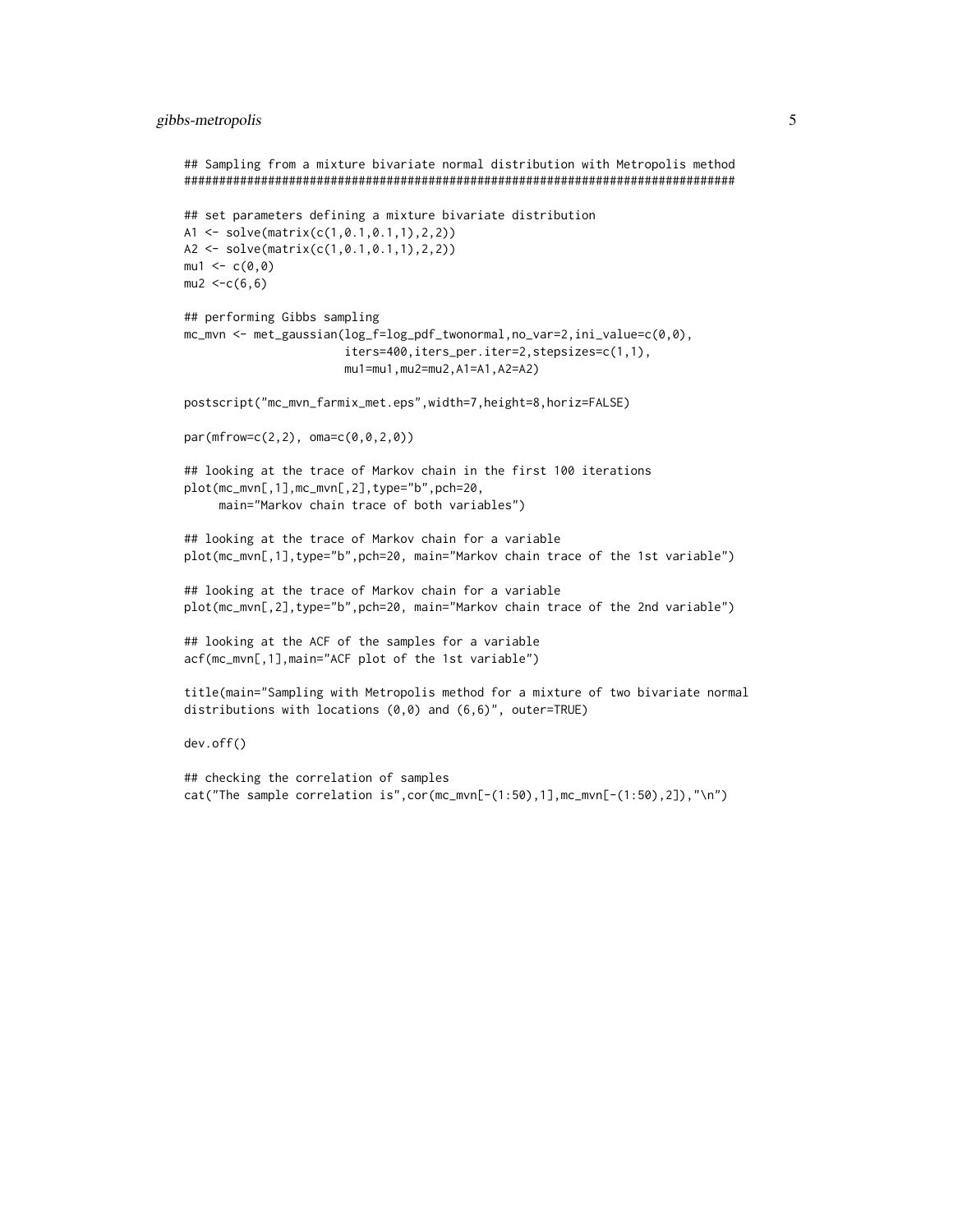```
## Sampling from a mixture bivariate normal distribution with Metropolis method
###############################################################################

## set parameters defining a mixture bivariate distribution
A1 <- solve(matrix(c(1,0.1,0.1,1),2,2))
A2 <- solve(matrix(c(1,0.1,0.1,1),2,2))
mu1 <- c(0,0)
mu2 <-c(6,6)

## performing Gibbs sampling
mc_mvn <- met_gaussian(log_f=log_pdf_twonormal,no_var=2,ini_value=c(0,0),
                       iters=400,iters_per.iter=2,stepsizes=c(1,1),
                       mu1=mu1,mu2=mu2,A1=A1,A2=A2)

postscript("mc_mvn_farmix_met.eps",width=7,height=8,horiz=FALSE)

par(mfrow=c(2,2), oma=c(0,0,2,0))

## looking at the trace of Markov chain in the first 100 iterations
plot(mc_mvn[,1],mc_mvn[,2],type="b",pch=20,
     main="Markov chain trace of both variables")

## looking at the trace of Markov chain for a variable
plot(mc_mvn[,1],type="b",pch=20, main="Markov chain trace of the 1st variable")

## looking at the trace of Markov chain for a variable
plot(mc_mvn[,2],type="b",pch=20, main="Markov chain trace of the 2nd variable")

## looking at the ACF of the samples for a variable
acf(mc_mvn[,1],main="ACF plot of the 1st variable")

title(main="Sampling with Metropolis method for a mixture of two bivariate normal
distributions with locations (0,0) and (6,6)", outer=TRUE)

dev.off()

## checking the correlation of samples
cat("The sample correlation is",cor(mc_mvn[-(1:50),1],mc_mvn[-(1:50),2]),"\n")
```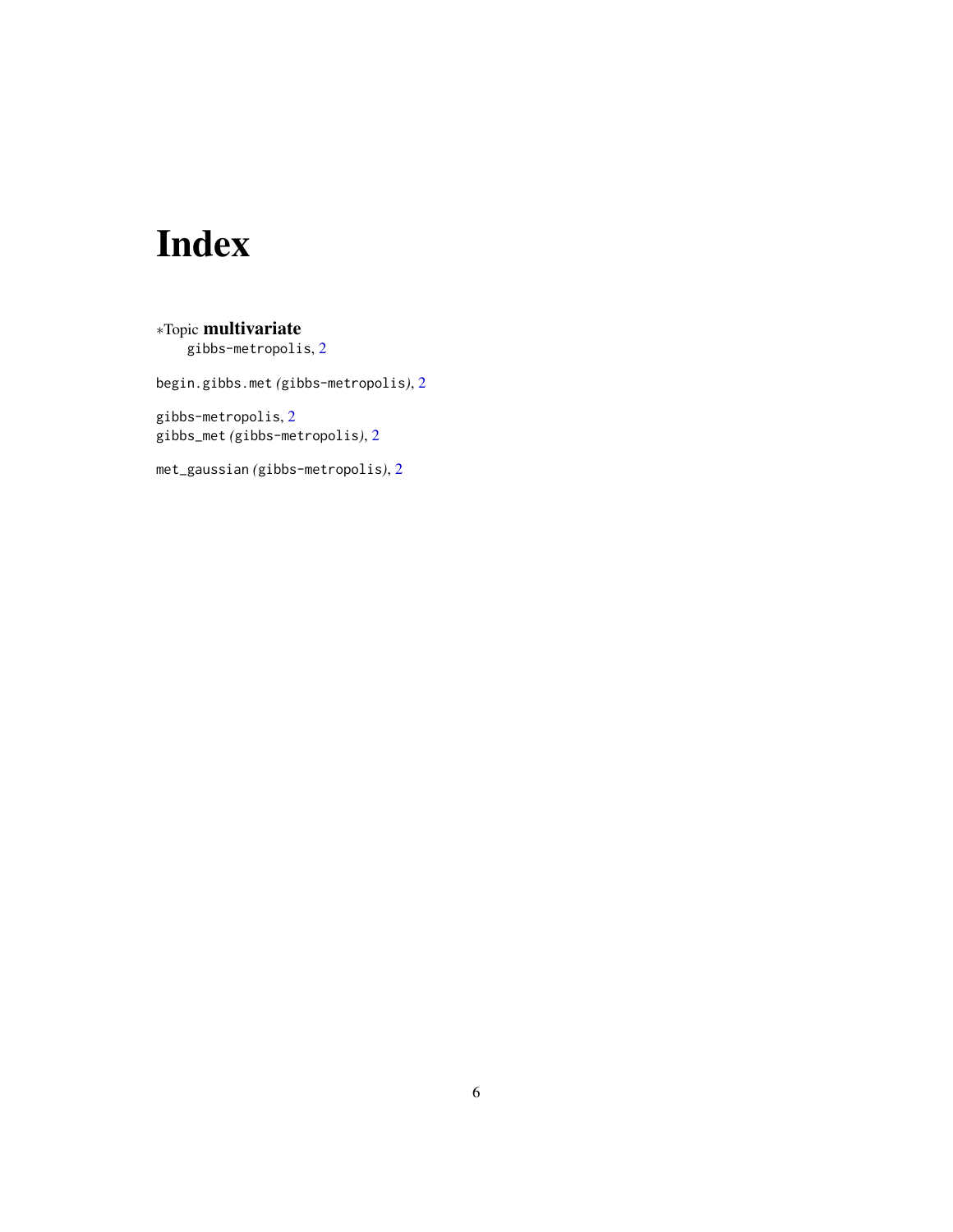# Index

*Topic **multivariate**
    gibbs-metropolis, 2

begin.gibbs.met *(*gibbs-metropolis*)*, 2

gibbs-metropolis, 2
gibbs_met *(*gibbs-metropolis*)*, 2

met_gaussian *(*gibbs-metropolis*)*, 2